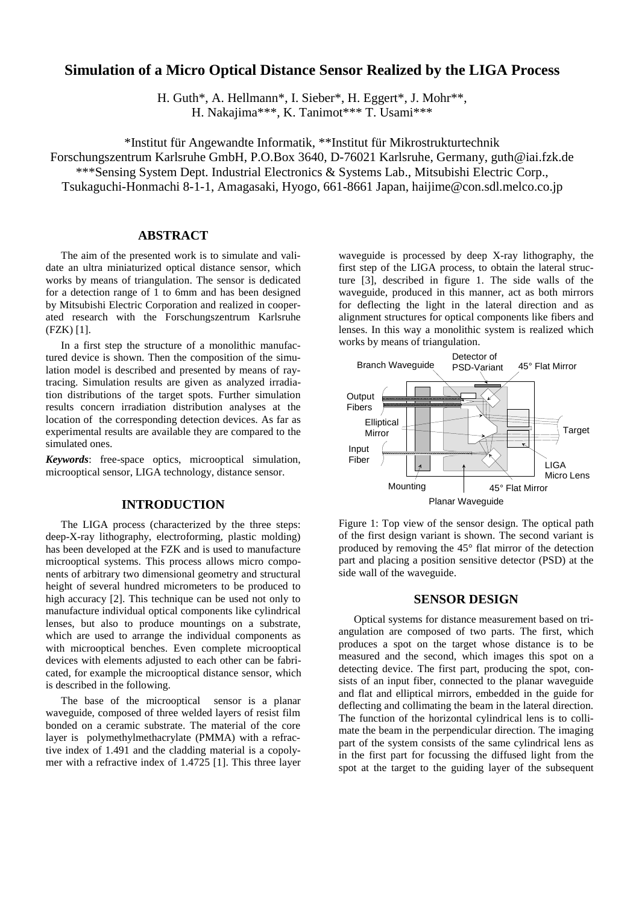# Simulation of a Micro Optical Distance Sensor Realized by the LIGA Process

H. Guth*, A. Hellmann*, I. Sieber*, H. Eggert*, J. Mohr**,
H. Nakajima***, K. Tanimot*** T. Usami***

*Institut für Angewandte Informatik, **Institut für Mikrostrukturtechnik
Forschungszentrum Karlsruhe GmbH, P.O.Box 3640, D-76021 Karlsruhe, Germany, guth@iai.fzk.de
***Sensing System Dept. Industrial Electronics & Systems Lab., Mitsubishi Electric Corp.,
Tsukaguchi-Honmachi 8-1-1, Amagasaki, Hyogo, 661-8661 Japan, haijime@con.sdl.melco.co.jp

## ABSTRACT

The aim of the presented work is to simulate and validate an ultra miniaturized optical distance sensor, which works by means of triangulation. The sensor is dedicated for a detection range of 1 to 6mm and has been designed by Mitsubishi Electric Corporation and realized in cooperated research with the Forschungszentrum Karlsruhe (FZK) [1].

In a first step the structure of a monolithic manufactured device is shown. Then the composition of the simulation model is described and presented by means of raytracing. Simulation results are given as analyzed irradiation distributions of the target spots. Further simulation results concern irradiation distribution analyses at the location of the corresponding detection devices. As far as experimental results are available they are compared to the simulated ones.

***Keywords***: free-space optics, microoptical simulation, microoptical sensor, LIGA technology, distance sensor.

## INTRODUCTION

The LIGA process (characterized by the three steps: deep-X-ray lithography, electroforming, plastic molding) has been developed at the FZK and is used to manufacture microoptical systems. This process allows micro components of arbitrary two dimensional geometry and structural height of several hundred micrometers to be produced to high accuracy [2]. This technique can be used not only to manufacture individual optical components like cylindrical lenses, but also to produce mountings on a substrate, which are used to arrange the individual components as with microoptical benches. Even complete microoptical devices with elements adjusted to each other can be fabricated, for example the microoptical distance sensor, which is described in the following.

The base of the microoptical sensor is a planar waveguide, composed of three welded layers of resist film bonded on a ceramic substrate. The material of the core layer is polymethylmethacrylate (PMMA) with a refractive index of 1.491 and the cladding material is a copolymer with a refractive index of 1.4725 [1]. This three layer waveguide is processed by deep X-ray lithography, the first step of the LIGA process, to obtain the lateral structure [3], described in figure 1. The side walls of the waveguide, produced in this manner, act as both mirrors for deflecting the light in the lateral direction and as alignment structures for optical components like fibers and lenses. In this way a monolithic system is realized which works by means of triangulation.

Figure 1: Top view of the sensor design. The optical path of the first design variant is shown. The second variant is produced by removing the 45° flat mirror of the detection part and placing a position sensitive detector (PSD) at the side wall of the waveguide.

## SENSOR DESIGN

Optical systems for distance measurement based on triangulation are composed of two parts. The first, which produces a spot on the target whose distance is to be measured and the second, which images this spot on a detecting device. The first part, producing the spot, consists of an input fiber, connected to the planar waveguide and flat and elliptical mirrors, embedded in the guide for deflecting and collimating the beam in the lateral direction. The function of the horizontal cylindrical lens is to collimate the beam in the perpendicular direction. The imaging part of the system consists of the same cylindrical lens as in the first part for focussing the diffused light from the spot at the target to the guiding layer of the subsequent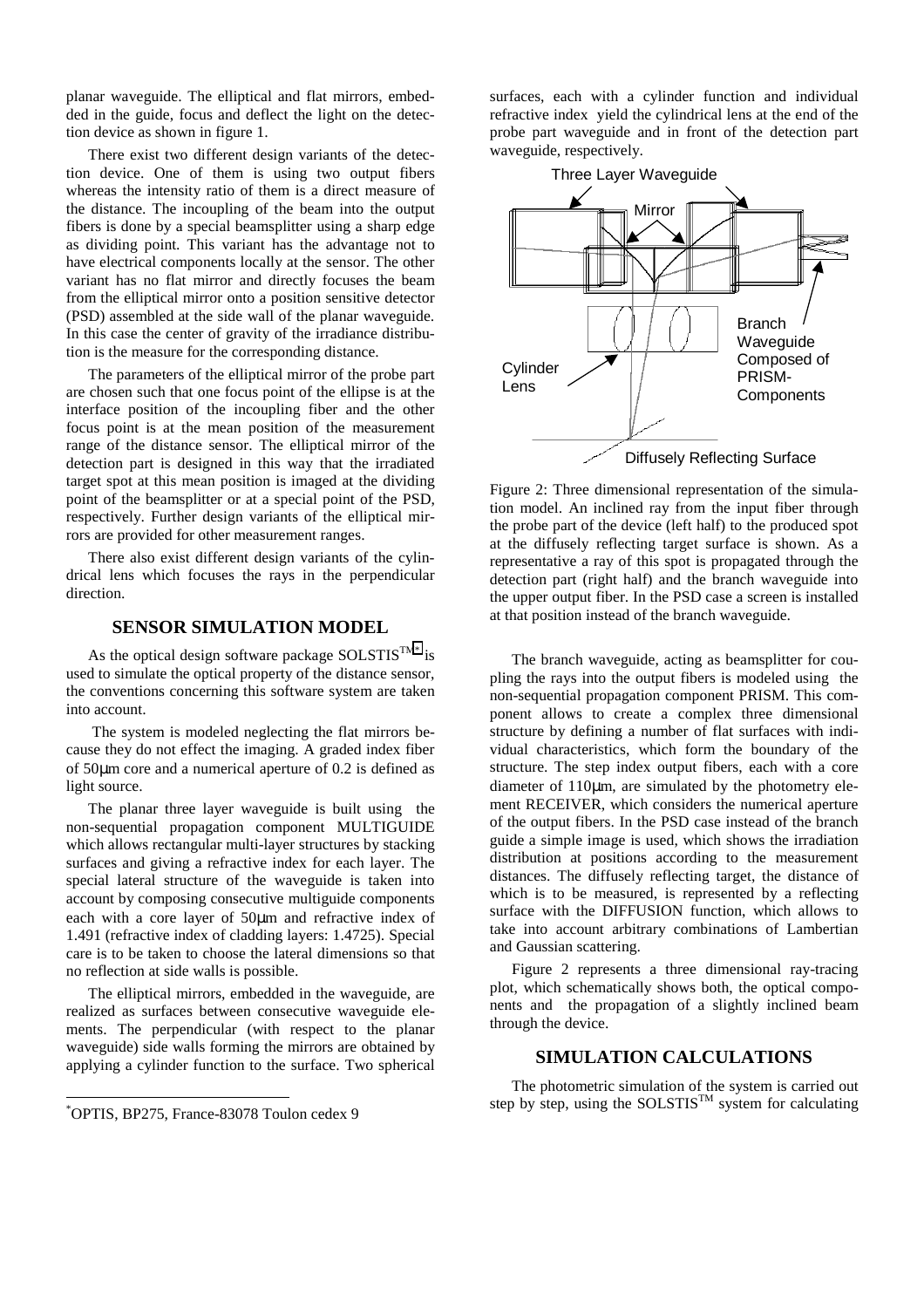planar waveguide. The elliptical and flat mirrors, embedded in the guide, focus and deflect the light on the detection device as shown in figure 1.

There exist two different design variants of the detection device. One of them is using two output fibers whereas the intensity ratio of them is a direct measure of the distance. The incoupling of the beam into the output fibers is done by a special beamsplitter using a sharp edge as dividing point. This variant has the advantage not to have electrical components locally at the sensor. The other variant has no flat mirror and directly focuses the beam from the elliptical mirror onto a position sensitive detector (PSD) assembled at the side wall of the planar waveguide. In this case the center of gravity of the irradiance distribution is the measure for the corresponding distance.

The parameters of the elliptical mirror of the probe part are chosen such that one focus point of the ellipse is at the interface position of the incoupling fiber and the other focus point is at the mean position of the measurement range of the distance sensor. The elliptical mirror of the detection part is designed in this way that the irradiated target spot at this mean position is imaged at the dividing point of the beamsplitter or at a special point of the PSD, respectively. Further design variants of the elliptical mirrors are provided for other measurement ranges.

There also exist different design variants of the cylindrical lens which focuses the rays in the perpendicular direction.

## SENSOR SIMULATION MODEL

As the optical design software package SOLSTIS™[*] is used to simulate the optical property of the distance sensor, the conventions concerning this software system are taken into account.

The system is modeled neglecting the flat mirrors because they do not effect the imaging. A graded index fiber of 50μm core and a numerical aperture of 0.2 is defined as light source.

The planar three layer waveguide is built using the non-sequential propagation component MULTIGUIDE which allows rectangular multi-layer structures by stacking surfaces and giving a refractive index for each layer. The special lateral structure of the waveguide is taken into account by composing consecutive multiguide components each with a core layer of 50μm and refractive index of 1.491 (refractive index of cladding layers: 1.4725). Special care is to be taken to choose the lateral dimensions so that no reflection at side walls is possible.

The elliptical mirrors, embedded in the waveguide, are realized as surfaces between consecutive waveguide elements. The perpendicular (with respect to the planar waveguide) side walls forming the mirrors are obtained by applying a cylinder function to the surface. Two spherical surfaces, each with a cylinder function and individual refractive index yield the cylindrical lens at the end of the probe part waveguide and in front of the detection part waveguide, respectively.

Figure 2: Three dimensional representation of the simulation model. An inclined ray from the input fiber through the probe part of the device (left half) to the produced spot at the diffusely reflecting target surface is shown. As a representative a ray of this spot is propagated through the detection part (right half) and the branch waveguide into the upper output fiber. In the PSD case a screen is installed at that position instead of the branch waveguide.

The branch waveguide, acting as beamsplitter for coupling the rays into the output fibers is modeled using the non-sequential propagation component PRISM. This component allows to create a complex three dimensional structure by defining a number of flat surfaces with individual characteristics, which form the boundary of the structure. The step index output fibers, each with a core diameter of 110μm, are simulated by the photometry element RECEIVER, which considers the numerical aperture of the output fibers. In the PSD case instead of the branch guide a simple image is used, which shows the irradiation distribution at positions according to the measurement distances. The diffusely reflecting target, the distance of which is to be measured, is represented by a reflecting surface with the DIFFUSION function, which allows to take into account arbitrary combinations of Lambertian and Gaussian scattering.

Figure 2 represents a three dimensional ray-tracing plot, which schematically shows both, the optical components and the propagation of a slightly inclined beam through the device.

## SIMULATION CALCULATIONS

The photometric simulation of the system is carried out step by step, using the SOLSTIS™ system for calculating

[*] OPTIS, BP275, France-83078 Toulon cedex 9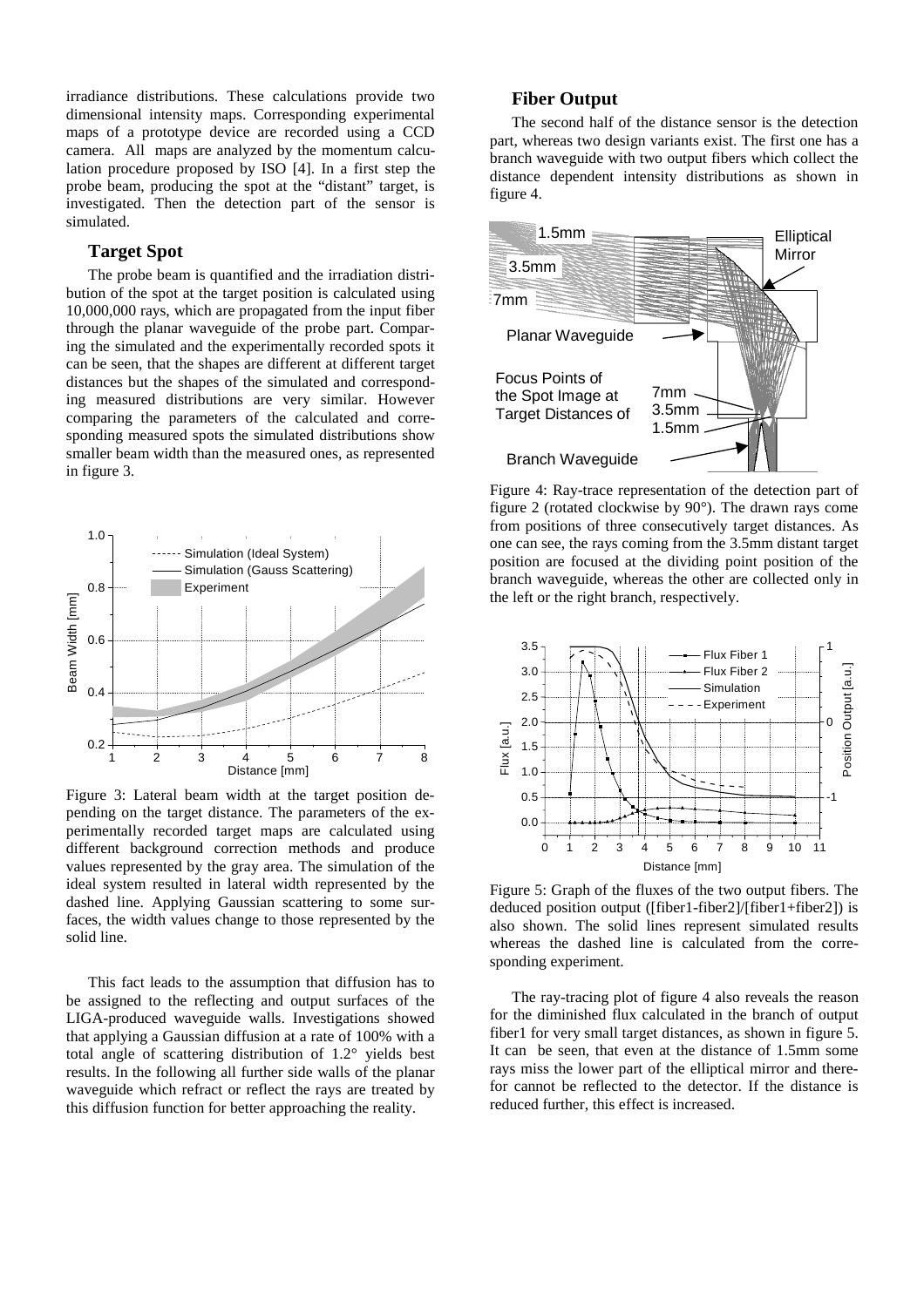irradiance distributions. These calculations provide two dimensional intensity maps. Corresponding experimental maps of a prototype device are recorded using a CCD camera. All maps are analyzed by the momentum calculation procedure proposed by ISO [4]. In a first step the probe beam, producing the spot at the "distant" target, is investigated. Then the detection part of the sensor is simulated.

### Target Spot

The probe beam is quantified and the irradiation distribution of the spot at the target position is calculated using 10,000,000 rays, which are propagated from the input fiber through the planar waveguide of the probe part. Comparing the simulated and the experimentally recorded spots it can be seen, that the shapes are different at different target distances but the shapes of the simulated and corresponding measured distributions are very similar. However comparing the parameters of the calculated and corresponding measured spots the simulated distributions show smaller beam width than the measured ones, as represented in figure 3.

Figure 3: Lateral beam width at the target position depending on the target distance. The parameters of the experimentally recorded target maps are calculated using different background correction methods and produce values represented by the gray area. The simulation of the ideal system resulted in lateral width represented by the dashed line. Applying Gaussian scattering to some surfaces, the width values change to those represented by the solid line.

This fact leads to the assumption that diffusion has to be assigned to the reflecting and output surfaces of the LIGA-produced waveguide walls. Investigations showed that applying a Gaussian diffusion at a rate of 100% with a total angle of scattering distribution of 1.2° yields best results. In the following all further side walls of the planar waveguide which refract or reflect the rays are treated by this diffusion function for better approaching the reality.

### Fiber Output

The second half of the distance sensor is the detection part, whereas two design variants exist. The first one has a branch waveguide with two output fibers which collect the distance dependent intensity distributions as shown in figure 4.

Figure 4: Ray-trace representation of the detection part of figure 2 (rotated clockwise by 90°). The drawn rays come from positions of three consecutively target distances. As one can see, the rays coming from the 3.5mm distant target position are focused at the dividing point position of the branch waveguide, whereas the other are collected only in the left or the right branch, respectively.

Figure 5: Graph of the fluxes of the two output fibers. The deduced position output ([fiber1-fiber2]/[fiber1+fiber2]) is also shown. The solid lines represent simulated results whereas the dashed line is calculated from the corresponding experiment.

The ray-tracing plot of figure 4 also reveals the reason for the diminished flux calculated in the branch of output fiber1 for very small target distances, as shown in figure 5. It can be seen, that even at the distance of 1.5mm some rays miss the lower part of the elliptical mirror and therefor cannot be reflected to the detector. If the distance is reduced further, this effect is increased.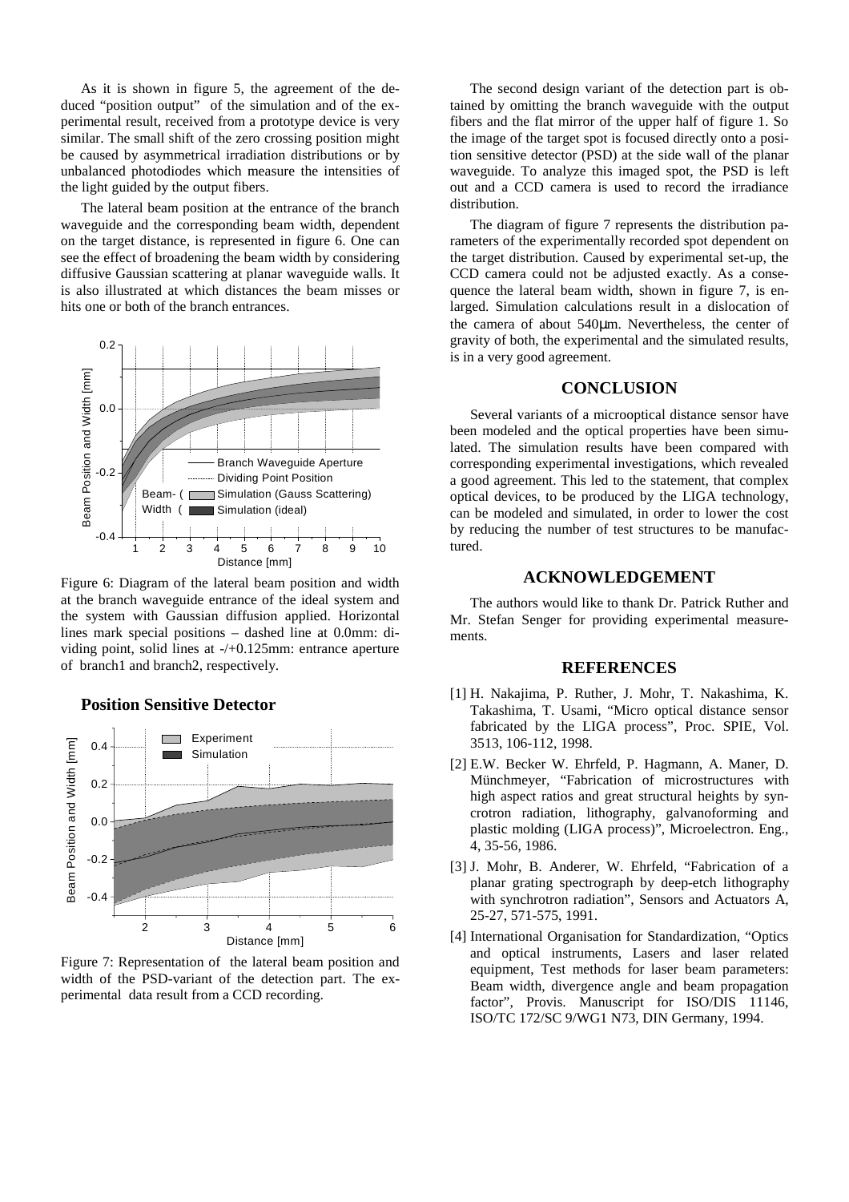As it is shown in figure 5, the agreement of the deduced "position output" of the simulation and of the experimental result, received from a prototype device is very similar. The small shift of the zero crossing position might be caused by asymmetrical irradiation distributions or by unbalanced photodiodes which measure the intensities of the light guided by the output fibers.

The lateral beam position at the entrance of the branch waveguide and the corresponding beam width, dependent on the target distance, is represented in figure 6. One can see the effect of broadening the beam width by considering diffusive Gaussian scattering at planar waveguide walls. It is also illustrated at which distances the beam misses or hits one or both of the branch entrances.

Beam Position and Width [mm]
0.2
0.0
-0.2
-0.4
1 2 3 4 5 6 7 8 9 10
Distance [mm]
Branch Waveguide Aperture
Dividing Point Position
Beam- ( Simulation (Gauss Scattering)
Width ( Simulation (ideal)

Figure 6: Diagram of the lateral beam position and width at the branch waveguide entrance of the ideal system and the system with Gaussian diffusion applied. Horizontal lines mark special positions – dashed line at 0.0mm: dividing point, solid lines at -/+0.125mm: entrance aperture of branch1 and branch2, respectively.

### Position Sensitive Detector

Beam Position and Width [mm]
0.4
0.2
0.0
-0.2
-0.4
2 3 4 5 6
Distance [mm]
Experiment
Simulation

Figure 7: Representation of the lateral beam position and width of the PSD-variant of the detection part. The experimental data result from a CCD recording.

The second design variant of the detection part is obtained by omitting the branch waveguide with the output fibers and the flat mirror of the upper half of figure 1. So the image of the target spot is focused directly onto a position sensitive detector (PSD) at the side wall of the planar waveguide. To analyze this imaged spot, the PSD is left out and a CCD camera is used to record the irradiance distribution.

The diagram of figure 7 represents the distribution parameters of the experimentally recorded spot dependent on the target distribution. Caused by experimental set-up, the CCD camera could not be adjusted exactly. As a consequence the lateral beam width, shown in figure 7, is enlarged. Simulation calculations result in a dislocation of the camera of about 540μm. Nevertheless, the center of gravity of both, the experimental and the simulated results, is in a very good agreement.

## CONCLUSION

Several variants of a microoptical distance sensor have been modeled and the optical properties have been simulated. The simulation results have been compared with corresponding experimental investigations, which revealed a good agreement. This led to the statement, that complex optical devices, to be produced by the LIGA technology, can be modeled and simulated, in order to lower the cost by reducing the number of test structures to be manufactured.

## ACKNOWLEDGEMENT

The authors would like to thank Dr. Patrick Ruther and Mr. Stefan Senger for providing experimental measurements.

## REFERENCES

[1] H. Nakajima, P. Ruther, J. Mohr, T. Nakashima, K. Takashima, T. Usami, "Micro optical distance sensor fabricated by the LIGA process", Proc. SPIE, Vol. 3513, 106-112, 1998.

[2] E.W. Becker W. Ehrfeld, P. Hagmann, A. Maner, D. Münchmeyer, "Fabrication of microstructures with high aspect ratios and great structural heights by syncrotron radiation, lithography, galvanoforming and plastic molding (LIGA process)", Microelectron. Eng., 4, 35-56, 1986.

[3] J. Mohr, B. Anderer, W. Ehrfeld, "Fabrication of a planar grating spectrograph by deep-etch lithography with synchrotron radiation", Sensors and Actuators A, 25-27, 571-575, 1991.

[4] International Organisation for Standardization, "Optics and optical instruments, Lasers and laser related equipment, Test methods for laser beam parameters: Beam width, divergence angle and beam propagation factor", Provis. Manuscript for ISO/DIS 11146, ISO/TC 172/SC 9/WG1 N73, DIN Germany, 1994.